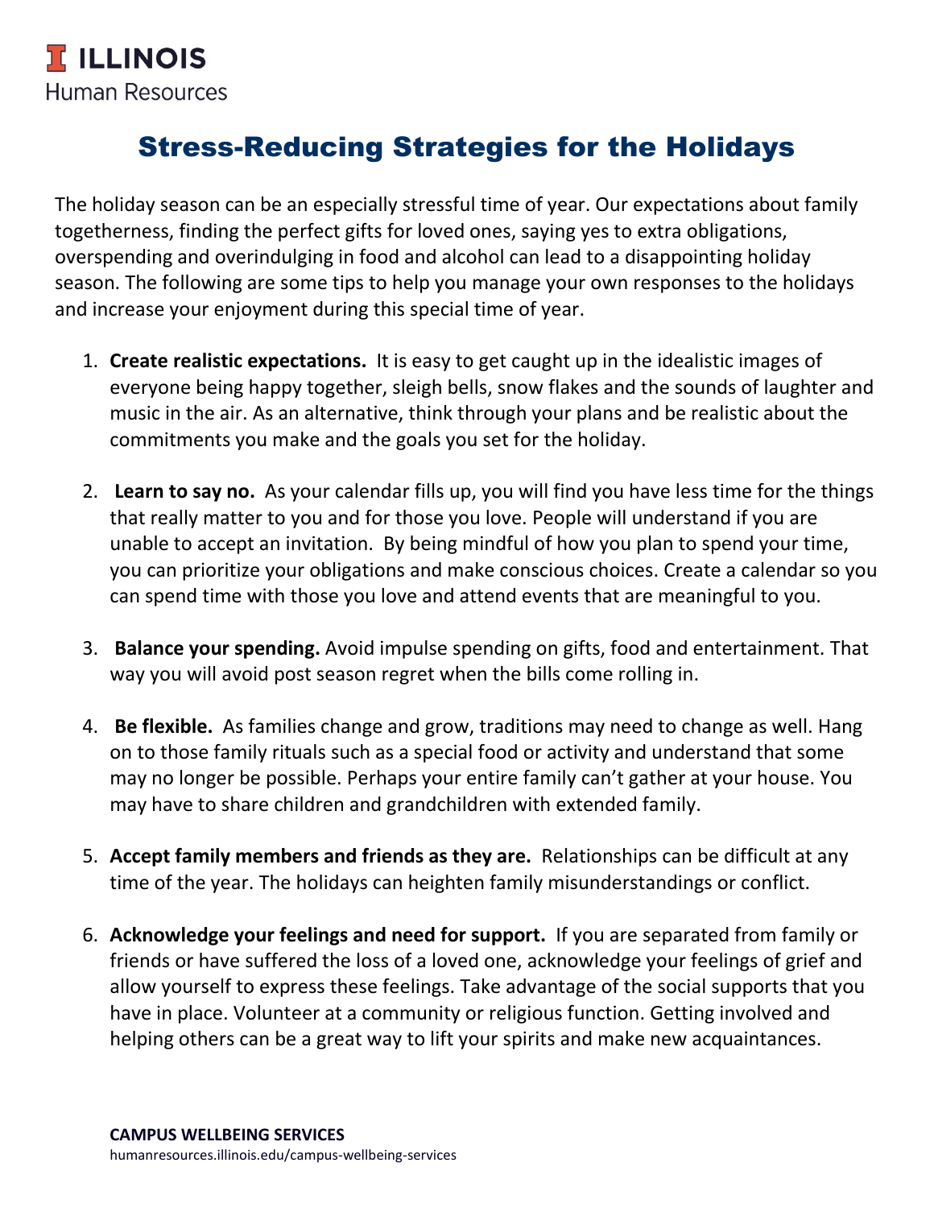**ILLINOIS**
Human Resources

# Stress-Reducing Strategies for the Holidays

The holiday season can be an especially stressful time of year. Our expectations about family togetherness, finding the perfect gifts for loved ones, saying yes to extra obligations, overspending and overindulging in food and alcohol can lead to a disappointing holiday season. The following are some tips to help you manage your own responses to the holidays and increase your enjoyment during this special time of year.

1. **Create realistic expectations.** It is easy to get caught up in the idealistic images of everyone being happy together, sleigh bells, snow flakes and the sounds of laughter and music in the air. As an alternative, think through your plans and be realistic about the commitments you make and the goals you set for the holiday.

2. **Learn to say no.** As your calendar fills up, you will find you have less time for the things that really matter to you and for those you love. People will understand if you are unable to accept an invitation. By being mindful of how you plan to spend your time, you can prioritize your obligations and make conscious choices. Create a calendar so you can spend time with those you love and attend events that are meaningful to you.

3. **Balance your spending.** Avoid impulse spending on gifts, food and entertainment. That way you will avoid post season regret when the bills come rolling in.

4. **Be flexible.** As families change and grow, traditions may need to change as well. Hang on to those family rituals such as a special food or activity and understand that some may no longer be possible. Perhaps your entire family can't gather at your house. You may have to share children and grandchildren with extended family.

5. **Accept family members and friends as they are.** Relationships can be difficult at any time of the year. The holidays can heighten family misunderstandings or conflict.

6. **Acknowledge your feelings and need for support.** If you are separated from family or friends or have suffered the loss of a loved one, acknowledge your feelings of grief and allow yourself to express these feelings. Take advantage of the social supports that you have in place. Volunteer at a community or religious function. Getting involved and helping others can be a great way to lift your spirits and make new acquaintances.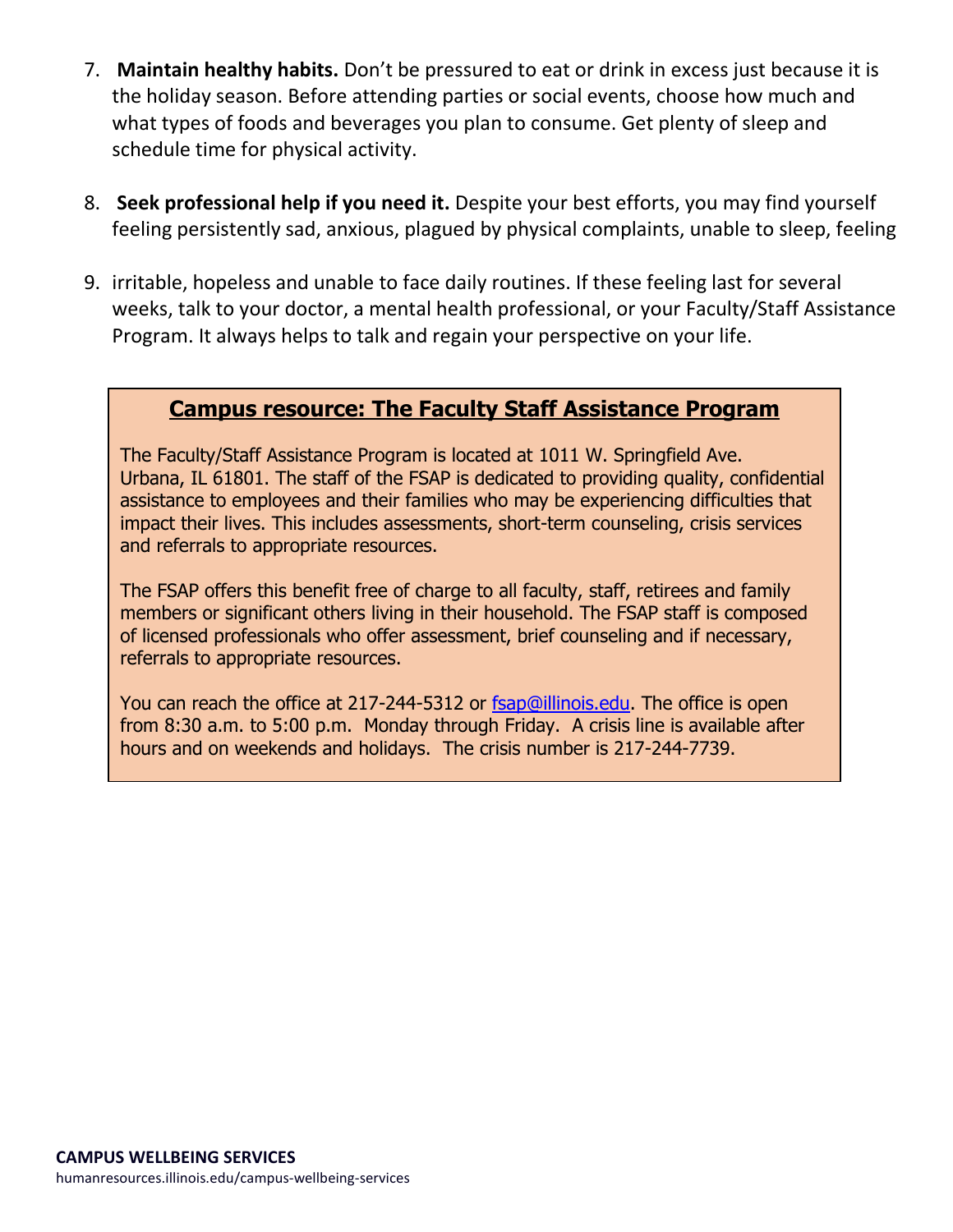7. **Maintain healthy habits.** Don't be pressured to eat or drink in excess just because it is the holiday season. Before attending parties or social events, choose how much and what types of foods and beverages you plan to consume. Get plenty of sleep and schedule time for physical activity.

8. **Seek professional help if you need it.** Despite your best efforts, you may find yourself feeling persistently sad, anxious, plagued by physical complaints, unable to sleep, feeling

9. irritable, hopeless and unable to face daily routines. If these feeling last for several weeks, talk to your doctor, a mental health professional, or your Faculty/Staff Assistance Program. It always helps to talk and regain your perspective on your life.

## Campus resource: The Faculty Staff Assistance Program

The Faculty/Staff Assistance Program is located at 1011 W. Springfield Ave. Urbana, IL 61801. The staff of the FSAP is dedicated to providing quality, confidential assistance to employees and their families who may be experiencing difficulties that impact their lives. This includes assessments, short-term counseling, crisis services and referrals to appropriate resources.

The FSAP offers this benefit free of charge to all faculty, staff, retirees and family members or significant others living in their household. The FSAP staff is composed of licensed professionals who offer assessment, brief counseling and if necessary, referrals to appropriate resources.

You can reach the office at 217-244-5312 or fsap@illinois.edu. The office is open from 8:30 a.m. to 5:00 p.m. Monday through Friday. A crisis line is available after hours and on weekends and holidays. The crisis number is 217-244-7739.

**CAMPUS WELLBEING SERVICES**
humanresources.illinois.edu/campus-wellbeing-services